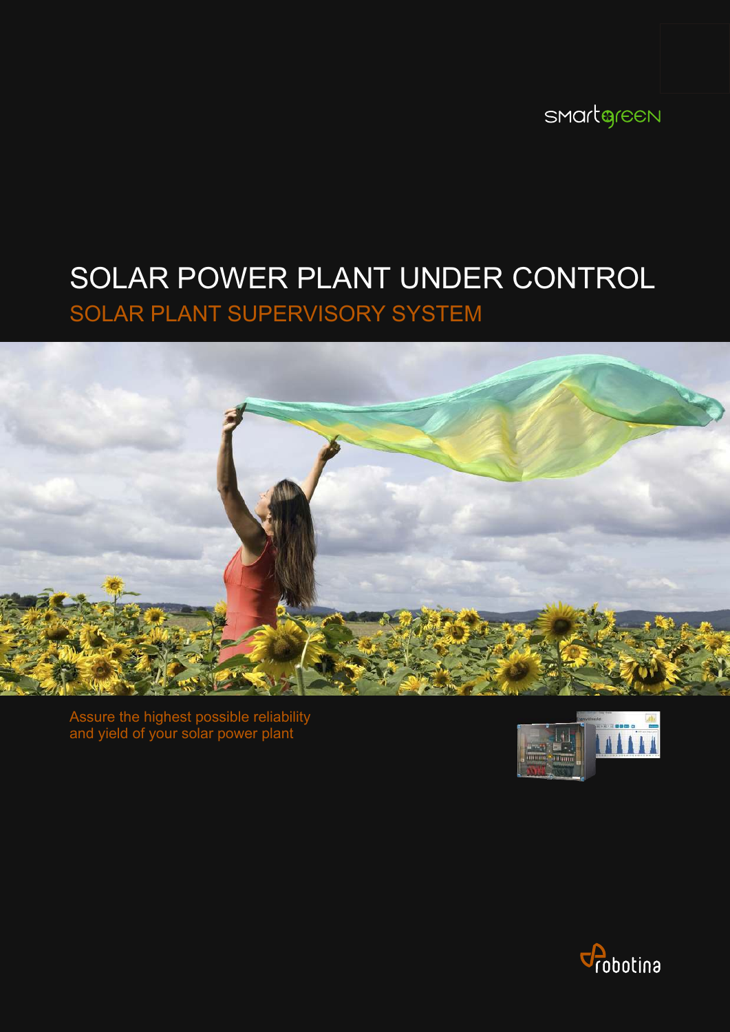smartgreen

# SOLAR POWER PLANT UNDER CONTROL

## SOLAR PLANT SUPERVISORY SYSTEM

Assure the highest possible reliability and yield of your solar power plant

robotina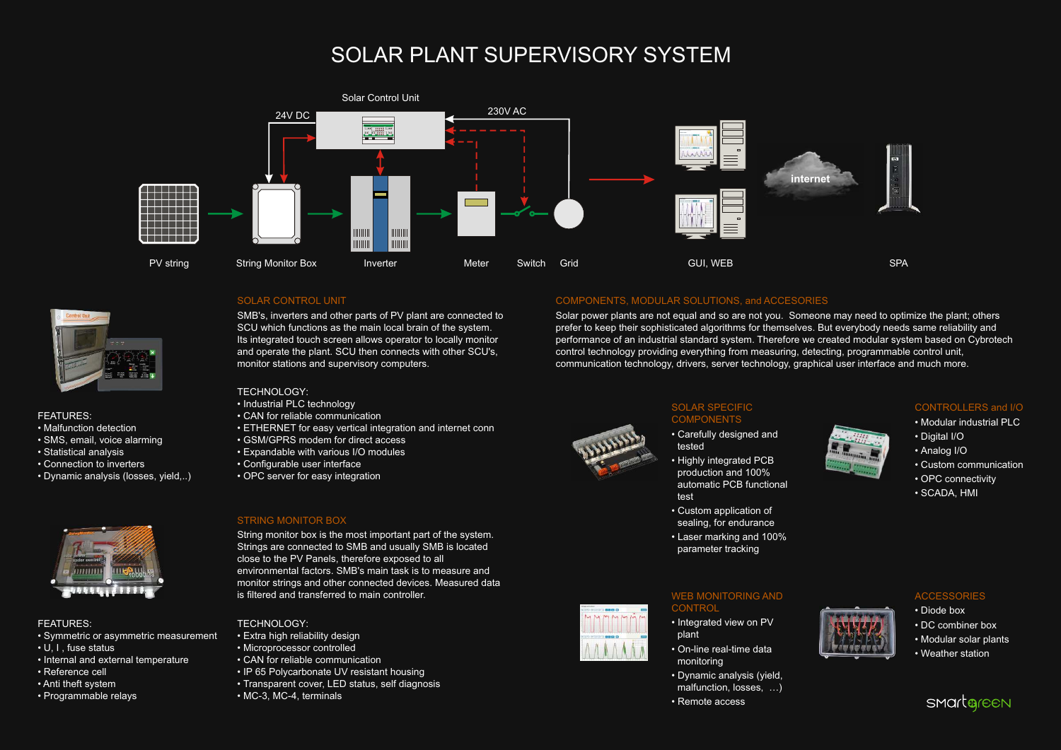# SOLAR PLANT SUPERVISORY SYSTEM

Solar Control Unit

24V DC

230V AC

PV string    String Monitor Box    Inverter    Meter    Switch    Grid    GUI, WEB    internet    SPA

## SOLAR CONTROL UNIT

SMB's, inverters and other parts of PV plant are connected to SCU which functions as the main local brain of the system. Its integrated touch screen allows operator to locally monitor and operate the plant. SCU then connects with other SCU's, monitor stations and supervisory computers.

FEATURES:
- Malfunction detection
- SMS, email, voice alarming
- Statistical analysis
- Connection to inverters
- Dynamic analysis (losses, yield,..)

TECHNOLOGY:
- Industrial PLC technology
- CAN for reliable communication
- ETHERNET for easy vertical integration and internet conn
- GSM/GPRS modem for direct access
- Expandable with various I/O modules
- Configurable user interface
- OPC server for easy integration

## STRING MONITOR BOX

String monitor box is the most important part of the system. Strings are connected to SMB and usually SMB is located close to the PV Panels, therefore exposed to all environmental factors. SMB's main task is to measure and monitor strings and other connected devices. Measured data is filtered and transferred to main controller.

FEATURES:
- Symmetric or asymmetric measurement
- U, I , fuse status
- Internal and external temperature
- Reference cell
- Anti theft system
- Programmable relays

TECHNOLOGY:
- Extra high reliability design
- Microprocessor controlled
- CAN for reliable communication
- IP 65 Polycarbonate UV resistant housing
- Transparent cover, LED status, self diagnosis
- MC-3, MC-4, terminals

## COMPONENTS, MODULAR SOLUTIONS, and ACCESORIES

Solar power plants are not equal and so are not you. Someone may need to optimize the plant; others prefer to keep their sophisticated algorithms for themselves. But everybody needs same reliability and performance of an industrial standard system. Therefore we created modular system based on Cybrotech control technology providing everything from measuring, detecting, programmable control unit, communication technology, drivers, server technology, graphical user interface and much more.

### SOLAR SPECIFIC COMPONENTS

- Carefully designed and tested
- Highly integrated PCB production and 100% automatic PCB functional test
- Custom application of sealing, for endurance
- Laser marking and 100% parameter tracking

### CONTROLLERS and I/O

- Modular industrial PLC
- Digital I/O
- Analog I/O
- Custom communication
- OPC connectivity
- SCADA, HMI

### WEB MONITORING AND CONTROL

- Integrated view on PV plant
- On-line real-time data monitoring
- Dynamic analysis (yield, malfunction, losses, …)
- Remote access

### ACCESSORIES

- Diode box
- DC combiner box
- Modular solar plants
- Weather station

smartgreen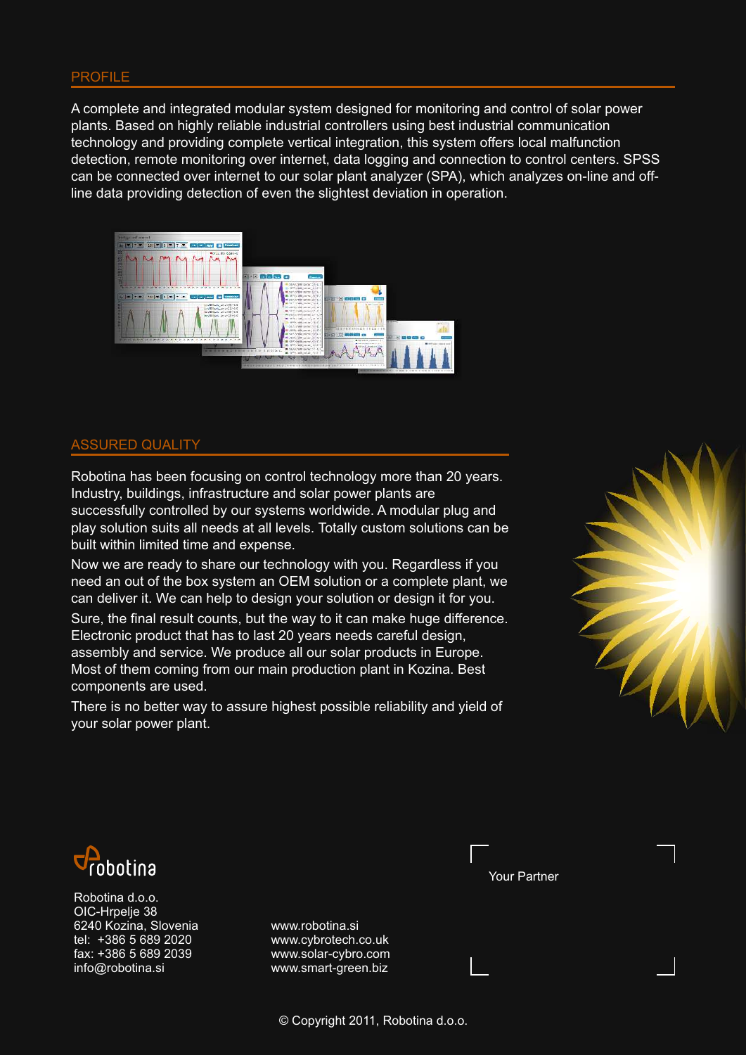## PROFILE

A complete and integrated modular system designed for monitoring and control of solar power plants. Based on highly reliable industrial controllers using best industrial communication technology and providing complete vertical integration, this system offers local malfunction detection, remote monitoring over internet, data logging and connection to control centers. SPSS can be connected over internet to our solar plant analyzer (SPA), which analyzes on-line and off-line data providing detection of even the slightest deviation in operation.

## ASSURED QUALITY

Robotina has been focusing on control technology more than 20 years. Industry, buildings, infrastructure and solar power plants are successfully controlled by our systems worldwide. A modular plug and play solution suits all needs at all levels. Totally custom solutions can be built within limited time and expense.

Now we are ready to share our technology with you. Regardless if you need an out of the box system an OEM solution or a complete plant, we can deliver it. We can help to design your solution or design it for you.

Sure, the final result counts, but the way to it can make huge difference. Electronic product that has to last 20 years needs careful design, assembly and service. We produce all our solar products in Europe. Most of them coming from our main production plant in Kozina. Best components are used.

There is no better way to assure highest possible reliability and yield of your solar power plant.

robotina

Robotina d.o.o.
OIC-Hrpelje 38
6240 Kozina, Slovenia
tel: +386 5 689 2020
fax: +386 5 689 2039
info@robotina.si

www.robotina.si
www.cybrotech.co.uk
www.solar-cybro.com
www.smart-green.biz

Your Partner

© Copyright 2011, Robotina d.o.o.